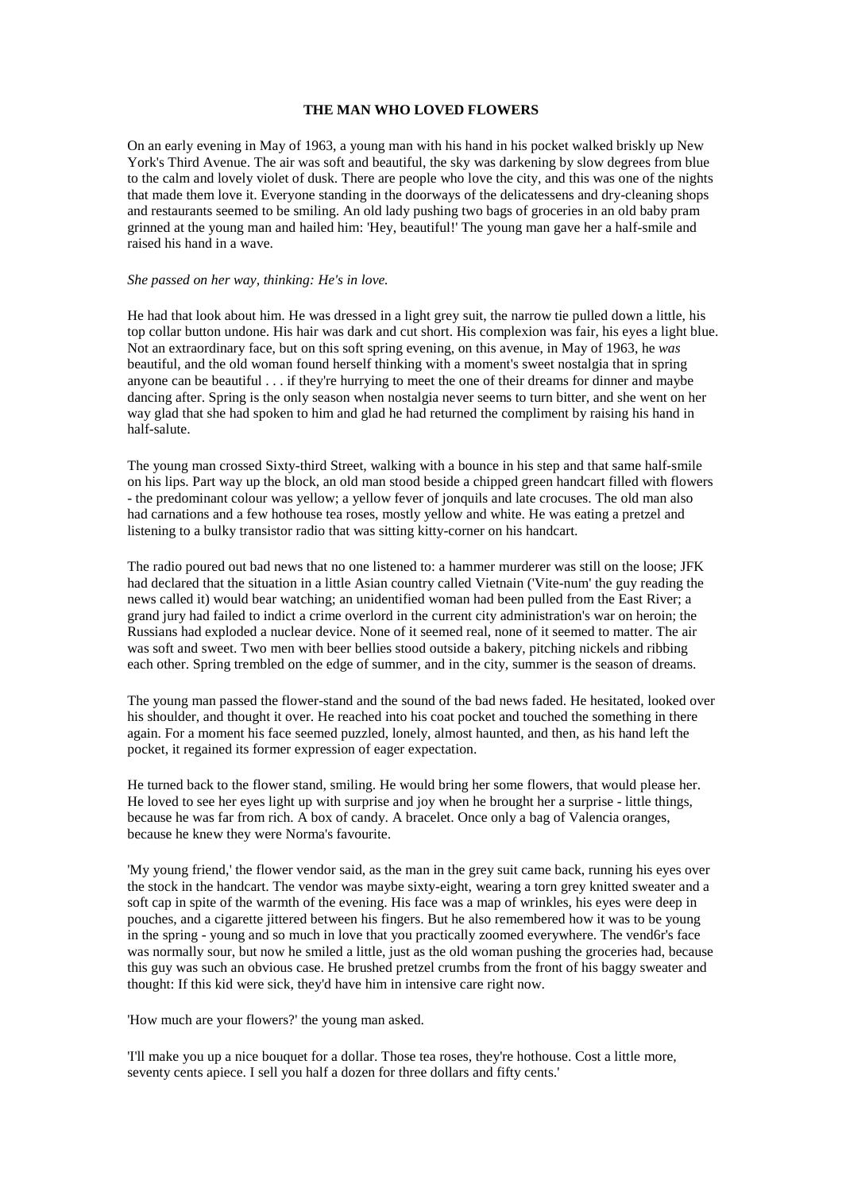# THE MAN WHO LOVED FLOWERS

On an early evening in May of 1963, a young man with his hand in his pocket walked briskly up New York's Third Avenue. The air was soft and beautiful, the sky was darkening by slow degrees from blue to the calm and lovely violet of dusk. There are people who love the city, and this was one of the nights that made them love it. Everyone standing in the doorways of the delicatessens and dry-cleaning shops and restaurants seemed to be smiling. An old lady pushing two bags of groceries in an old baby pram grinned at the young man and hailed him: 'Hey, beautiful!' The young man gave her a half-smile and raised his hand in a wave.

*She passed on her way, thinking: He's in love.*

He had that look about him. He was dressed in a light grey suit, the narrow tie pulled down a little, his top collar button undone. His hair was dark and cut short. His complexion was fair, his eyes a light blue. Not an extraordinary face, but on this soft spring evening, on this avenue, in May of 1963, he *was* beautiful, and the old woman found herself thinking with a moment's sweet nostalgia that in spring anyone can be beautiful . . . if they're hurrying to meet the one of their dreams for dinner and maybe dancing after. Spring is the only season when nostalgia never seems to turn bitter, and she went on her way glad that she had spoken to him and glad he had returned the compliment by raising his hand in half-salute.

The young man crossed Sixty-third Street, walking with a bounce in his step and that same half-smile on his lips. Part way up the block, an old man stood beside a chipped green handcart filled with flowers - the predominant colour was yellow; a yellow fever of jonquils and late crocuses. The old man also had carnations and a few hothouse tea roses, mostly yellow and white. He was eating a pretzel and listening to a bulky transistor radio that was sitting kitty-corner on his handcart.

The radio poured out bad news that no one listened to: a hammer murderer was still on the loose; JFK had declared that the situation in a little Asian country called Vietnain ('Vite-num' the guy reading the news called it) would bear watching; an unidentified woman had been pulled from the East River; a grand jury had failed to indict a crime overlord in the current city administration's war on heroin; the Russians had exploded a nuclear device. None of it seemed real, none of it seemed to matter. The air was soft and sweet. Two men with beer bellies stood outside a bakery, pitching nickels and ribbing each other. Spring trembled on the edge of summer, and in the city, summer is the season of dreams.

The young man passed the flower-stand and the sound of the bad news faded. He hesitated, looked over his shoulder, and thought it over. He reached into his coat pocket and touched the something in there again. For a moment his face seemed puzzled, lonely, almost haunted, and then, as his hand left the pocket, it regained its former expression of eager expectation.

He turned back to the flower stand, smiling. He would bring her some flowers, that would please her. He loved to see her eyes light up with surprise and joy when he brought her a surprise - little things, because he was far from rich. A box of candy. A bracelet. Once only a bag of Valencia oranges, because he knew they were Norma's favourite.

'My young friend,' the flower vendor said, as the man in the grey suit came back, running his eyes over the stock in the handcart. The vendor was maybe sixty-eight, wearing a torn grey knitted sweater and a soft cap in spite of the warmth of the evening. His face was a map of wrinkles, his eyes were deep in pouches, and a cigarette jittered between his fingers. But he also remembered how it was to be young in the spring - young and so much in love that you practically zoomed everywhere. The vend6r's face was normally sour, but now he smiled a little, just as the old woman pushing the groceries had, because this guy was such an obvious case. He brushed pretzel crumbs from the front of his baggy sweater and thought: If this kid were sick, they'd have him in intensive care right now.

'How much are your flowers?' the young man asked.

'I'll make you up a nice bouquet for a dollar. Those tea roses, they're hothouse. Cost a little more, seventy cents apiece. I sell you half a dozen for three dollars and fifty cents.'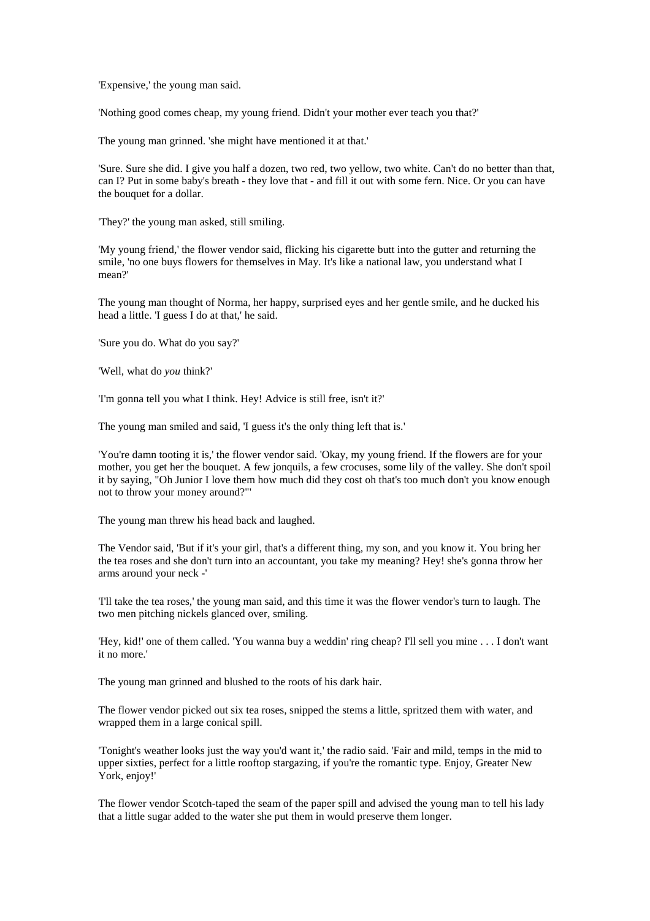'Expensive,' the young man said.

'Nothing good comes cheap, my young friend. Didn't your mother ever teach you that?'

The young man grinned. 'she might have mentioned it at that.'

'Sure. Sure she did. I give you half a dozen, two red, two yellow, two white. Can't do no better than that, can I? Put in some baby's breath - they love that - and fill it out with some fern. Nice. Or you can have the bouquet for a dollar.

'They?' the young man asked, still smiling.

'My young friend,' the flower vendor said, flicking his cigarette butt into the gutter and returning the smile, 'no one buys flowers for themselves in May. It's like a national law, you understand what I mean?'

The young man thought of Norma, her happy, surprised eyes and her gentle smile, and he ducked his head a little. 'I guess I do at that,' he said.

'Sure you do. What do you say?'

'Well, what do *you* think?'

'I'm gonna tell you what I think. Hey! Advice is still free, isn't it?'

The young man smiled and said, 'I guess it's the only thing left that is.'

'You're damn tooting it is,' the flower vendor said. 'Okay, my young friend. If the flowers are for your mother, you get her the bouquet. A few jonquils, a few crocuses, some lily of the valley. She don't spoil it by saying, "Oh Junior I love them how much did they cost oh that's too much don't you know enough not to throw your money around?"'

The young man threw his head back and laughed.

The Vendor said, 'But if it's your girl, that's a different thing, my son, and you know it. You bring her the tea roses and she don't turn into an accountant, you take my meaning? Hey! she's gonna throw her arms around your neck -'

'I'll take the tea roses,' the young man said, and this time it was the flower vendor's turn to laugh. The two men pitching nickels glanced over, smiling.

'Hey, kid!' one of them called. 'You wanna buy a weddin' ring cheap? I'll sell you mine . . . I don't want it no more.'

The young man grinned and blushed to the roots of his dark hair.

The flower vendor picked out six tea roses, snipped the stems a little, spritzed them with water, and wrapped them in a large conical spill.

'Tonight's weather looks just the way you'd want it,' the radio said. 'Fair and mild, temps in the mid to upper sixties, perfect for a little rooftop stargazing, if you're the romantic type. Enjoy, Greater New York, enjoy!'

The flower vendor Scotch-taped the seam of the paper spill and advised the young man to tell his lady that a little sugar added to the water she put them in would preserve them longer.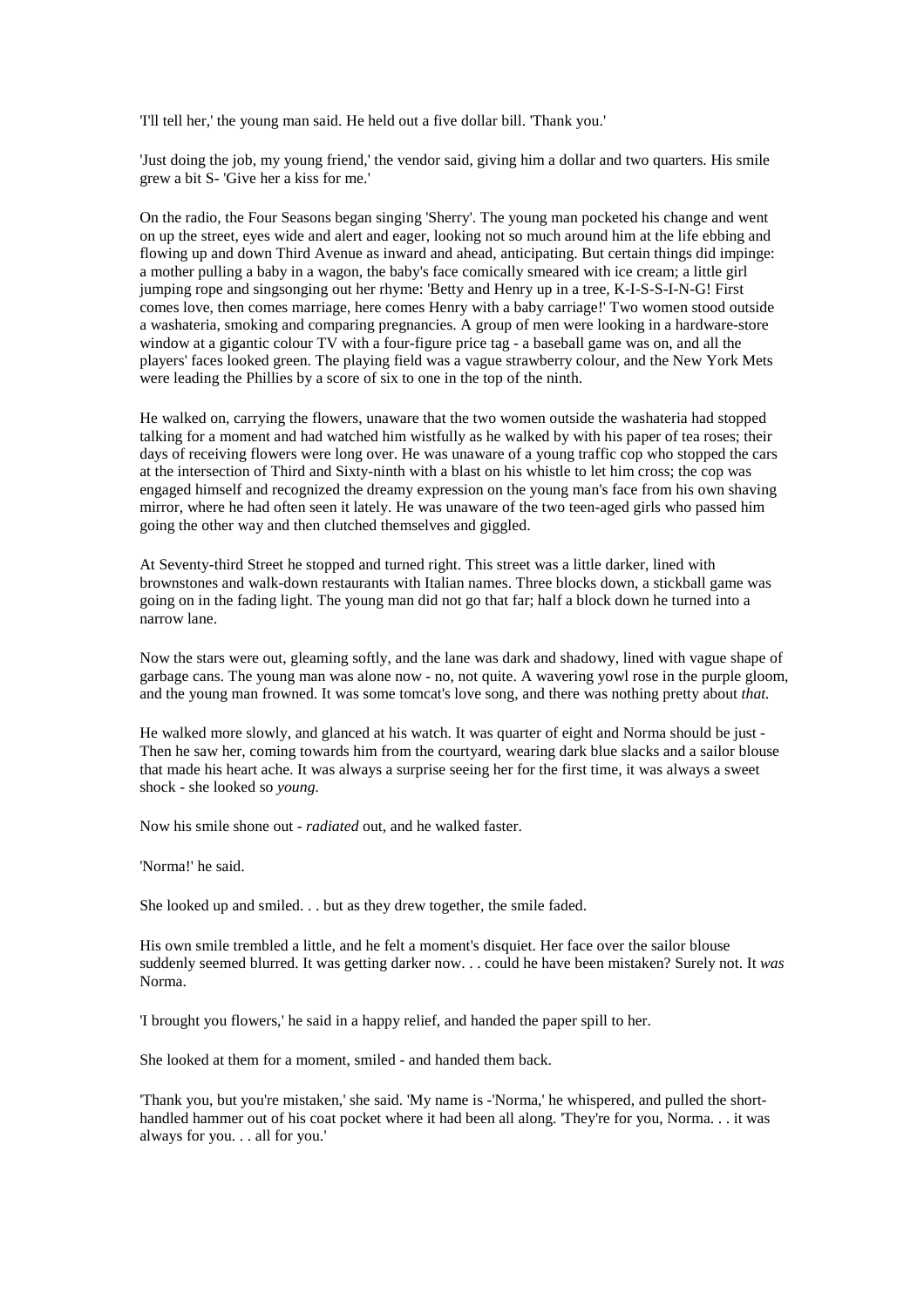'I'll tell her,' the young man said. He held out a five dollar bill. 'Thank you.'

'Just doing the job, my young friend,' the vendor said, giving him a dollar and two quarters. His smile grew a bit S- 'Give her a kiss for me.'

On the radio, the Four Seasons began singing 'Sherry'. The young man pocketed his change and went on up the street, eyes wide and alert and eager, looking not so much around him at the life ebbing and flowing up and down Third Avenue as inward and ahead, anticipating. But certain things did impinge: a mother pulling a baby in a wagon, the baby's face comically smeared with ice cream; a little girl jumping rope and singsonging out her rhyme: 'Betty and Henry up in a tree, K-I-S-S-I-N-G! First comes love, then comes marriage, here comes Henry with a baby carriage!' Two women stood outside a washateria, smoking and comparing pregnancies. A group of men were looking in a hardware-store window at a gigantic colour TV with a four-figure price tag - a baseball game was on, and all the players' faces looked green. The playing field was a vague strawberry colour, and the New York Mets were leading the Phillies by a score of six to one in the top of the ninth.

He walked on, carrying the flowers, unaware that the two women outside the washateria had stopped talking for a moment and had watched him wistfully as he walked by with his paper of tea roses; their days of receiving flowers were long over. He was unaware of a young traffic cop who stopped the cars at the intersection of Third and Sixty-ninth with a blast on his whistle to let him cross; the cop was engaged himself and recognized the dreamy expression on the young man's face from his own shaving mirror, where he had often seen it lately. He was unaware of the two teen-aged girls who passed him going the other way and then clutched themselves and giggled.

At Seventy-third Street he stopped and turned right. This street was a little darker, lined with brownstones and walk-down restaurants with Italian names. Three blocks down, a stickball game was going on in the fading light. The young man did not go that far; half a block down he turned into a narrow lane.

Now the stars were out, gleaming softly, and the lane was dark and shadowy, lined with vague shape of garbage cans. The young man was alone now - no, not quite. A wavering yowl rose in the purple gloom, and the young man frowned. It was some tomcat's love song, and there was nothing pretty about *that.*

He walked more slowly, and glanced at his watch. It was quarter of eight and Norma should be just - Then he saw her, coming towards him from the courtyard, wearing dark blue slacks and a sailor blouse that made his heart ache. It was always a surprise seeing her for the first time, it was always a sweet shock - she looked so *young.*

Now his smile shone out - *radiated* out, and he walked faster.

'Norma!' he said.

She looked up and smiled. . . but as they drew together, the smile faded.

His own smile trembled a little, and he felt a moment's disquiet. Her face over the sailor blouse suddenly seemed blurred. It was getting darker now. . . could he have been mistaken? Surely not. It *was* Norma.

'I brought you flowers,' he said in a happy relief, and handed the paper spill to her.

She looked at them for a moment, smiled - and handed them back.

'Thank you, but you're mistaken,' she said. 'My name is -'Norma,' he whispered, and pulled the short-handled hammer out of his coat pocket where it had been all along. 'They're for you, Norma. . . it was always for you. . . all for you.'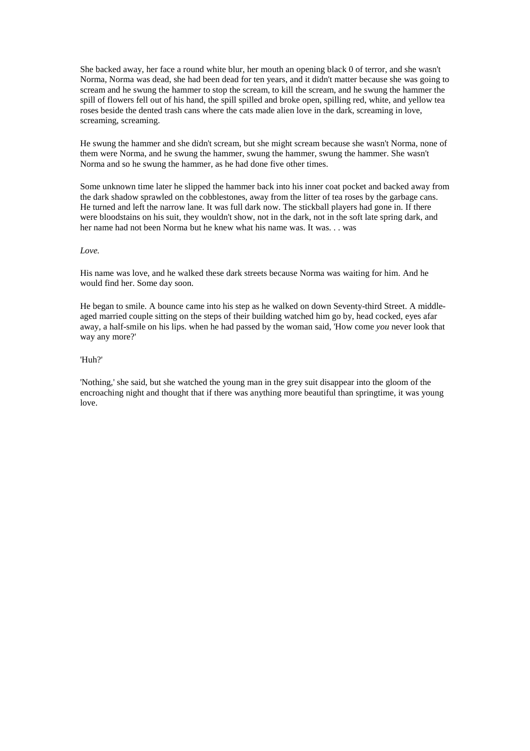She backed away, her face a round white blur, her mouth an opening black 0 of terror, and she wasn't Norma, Norma was dead, she had been dead for ten years, and it didn't matter because she was going to scream and he swung the hammer to stop the scream, to kill the scream, and he swung the hammer the spill of flowers fell out of his hand, the spill spilled and broke open, spilling red, white, and yellow tea roses beside the dented trash cans where the cats made alien love in the dark, screaming in love, screaming, screaming.

He swung the hammer and she didn't scream, but she might scream because she wasn't Norma, none of them were Norma, and he swung the hammer, swung the hammer, swung the hammer. She wasn't Norma and so he swung the hammer, as he had done five other times.

Some unknown time later he slipped the hammer back into his inner coat pocket and backed away from the dark shadow sprawled on the cobblestones, away from the litter of tea roses by the garbage cans. He turned and left the narrow lane. It was full dark now. The stickball players had gone in. If there were bloodstains on his suit, they wouldn't show, not in the dark, not in the soft late spring dark, and her name had not been Norma but he knew what his name was. It was. . . was

*Love.*

His name was love, and he walked these dark streets because Norma was waiting for him. And he would find her. Some day soon.

He began to smile. A bounce came into his step as he walked on down Seventy-third Street. A middle-aged married couple sitting on the steps of their building watched him go by, head cocked, eyes afar away, a half-smile on his lips. when he had passed by the woman said, 'How come *you* never look that way any more?'

'Huh?'

'Nothing,' she said, but she watched the young man in the grey suit disappear into the gloom of the encroaching night and thought that if there was anything more beautiful than springtime, it was young love.